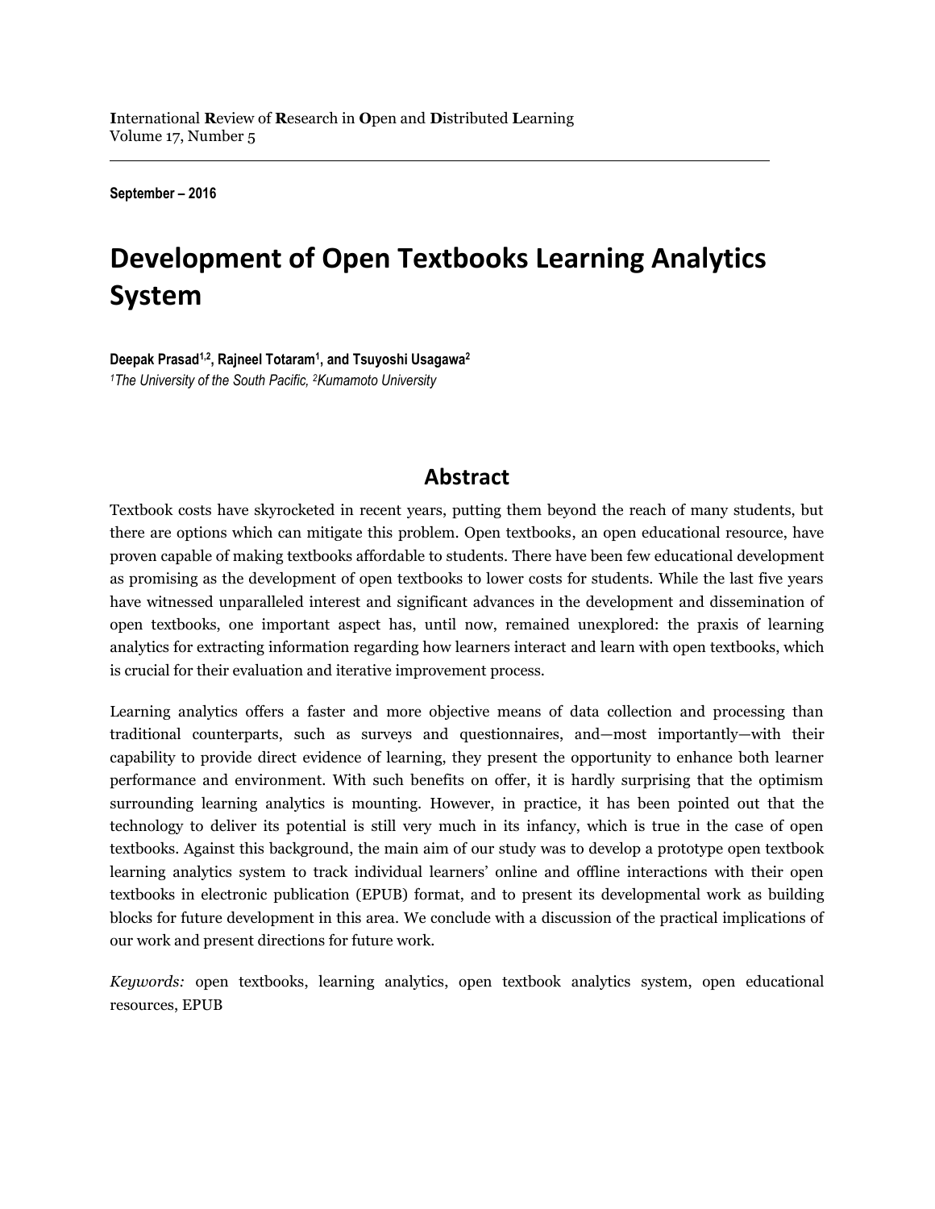**I**nternational **R**eview of **R**esearch in **O**pen and **D**istributed **L**earning
Volume 17, Number 5

**September – 2016**

# Development of Open Textbooks Learning Analytics System

**Deepak Prasad[1,2], Rajneel Totaram[1], and Tsuyoshi Usagawa[2]**
*[1]The University of the South Pacific, [2]Kumamoto University*

## Abstract

Textbook costs have skyrocketed in recent years, putting them beyond the reach of many students, but there are options which can mitigate this problem. Open textbooks, an open educational resource, have proven capable of making textbooks affordable to students. There have been few educational development as promising as the development of open textbooks to lower costs for students. While the last five years have witnessed unparalleled interest and significant advances in the development and dissemination of open textbooks, one important aspect has, until now, remained unexplored: the praxis of learning analytics for extracting information regarding how learners interact and learn with open textbooks, which is crucial for their evaluation and iterative improvement process.

Learning analytics offers a faster and more objective means of data collection and processing than traditional counterparts, such as surveys and questionnaires, and—most importantly—with their capability to provide direct evidence of learning, they present the opportunity to enhance both learner performance and environment. With such benefits on offer, it is hardly surprising that the optimism surrounding learning analytics is mounting. However, in practice, it has been pointed out that the technology to deliver its potential is still very much in its infancy, which is true in the case of open textbooks. Against this background, the main aim of our study was to develop a prototype open textbook learning analytics system to track individual learners' online and offline interactions with their open textbooks in electronic publication (EPUB) format, and to present its developmental work as building blocks for future development in this area. We conclude with a discussion of the practical implications of our work and present directions for future work.

*Keywords:* open textbooks, learning analytics, open textbook analytics system, open educational resources, EPUB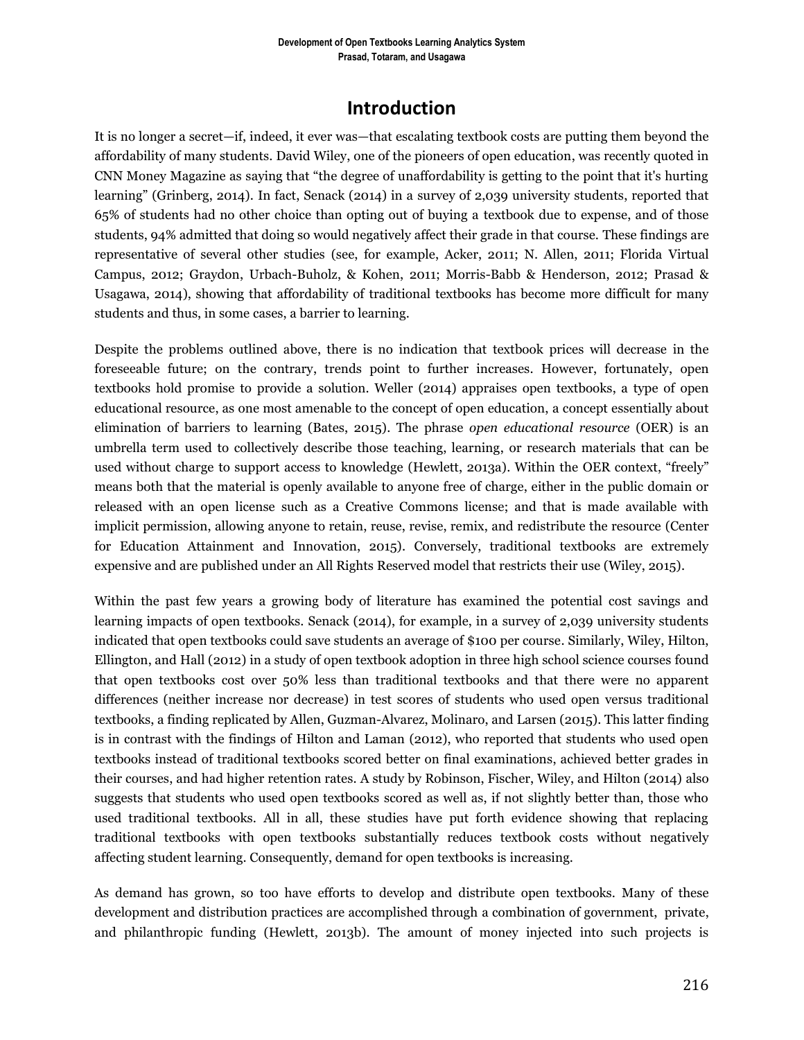## Introduction

It is no longer a secret—if, indeed, it ever was—that escalating textbook costs are putting them beyond the affordability of many students. David Wiley, one of the pioneers of open education, was recently quoted in CNN Money Magazine as saying that "the degree of unaffordability is getting to the point that it's hurting learning" (Grinberg, 2014). In fact, Senack (2014) in a survey of 2,039 university students, reported that 65% of students had no other choice than opting out of buying a textbook due to expense, and of those students, 94% admitted that doing so would negatively affect their grade in that course. These findings are representative of several other studies (see, for example, Acker, 2011; N. Allen, 2011; Florida Virtual Campus, 2012; Graydon, Urbach-Buholz, & Kohen, 2011; Morris-Babb & Henderson, 2012; Prasad & Usagawa, 2014), showing that affordability of traditional textbooks has become more difficult for many students and thus, in some cases, a barrier to learning.

Despite the problems outlined above, there is no indication that textbook prices will decrease in the foreseeable future; on the contrary, trends point to further increases. However, fortunately, open textbooks hold promise to provide a solution. Weller (2014) appraises open textbooks, a type of open educational resource, as one most amenable to the concept of open education, a concept essentially about elimination of barriers to learning (Bates, 2015). The phrase *open educational resource* (OER) is an umbrella term used to collectively describe those teaching, learning, or research materials that can be used without charge to support access to knowledge (Hewlett, 2013a). Within the OER context, "freely" means both that the material is openly available to anyone free of charge, either in the public domain or released with an open license such as a Creative Commons license; and that is made available with implicit permission, allowing anyone to retain, reuse, revise, remix, and redistribute the resource (Center for Education Attainment and Innovation, 2015). Conversely, traditional textbooks are extremely expensive and are published under an All Rights Reserved model that restricts their use (Wiley, 2015).

Within the past few years a growing body of literature has examined the potential cost savings and learning impacts of open textbooks. Senack (2014), for example, in a survey of 2,039 university students indicated that open textbooks could save students an average of $100 per course. Similarly, Wiley, Hilton, Ellington, and Hall (2012) in a study of open textbook adoption in three high school science courses found that open textbooks cost over 50% less than traditional textbooks and that there were no apparent differences (neither increase nor decrease) in test scores of students who used open versus traditional textbooks, a finding replicated by Allen, Guzman-Alvarez, Molinaro, and Larsen (2015). This latter finding is in contrast with the findings of Hilton and Laman (2012), who reported that students who used open textbooks instead of traditional textbooks scored better on final examinations, achieved better grades in their courses, and had higher retention rates. A study by Robinson, Fischer, Wiley, and Hilton (2014) also suggests that students who used open textbooks scored as well as, if not slightly better than, those who used traditional textbooks. All in all, these studies have put forth evidence showing that replacing traditional textbooks with open textbooks substantially reduces textbook costs without negatively affecting student learning. Consequently, demand for open textbooks is increasing.

As demand has grown, so too have efforts to develop and distribute open textbooks. Many of these development and distribution practices are accomplished through a combination of government, private, and philanthropic funding (Hewlett, 2013b). The amount of money injected into such projects is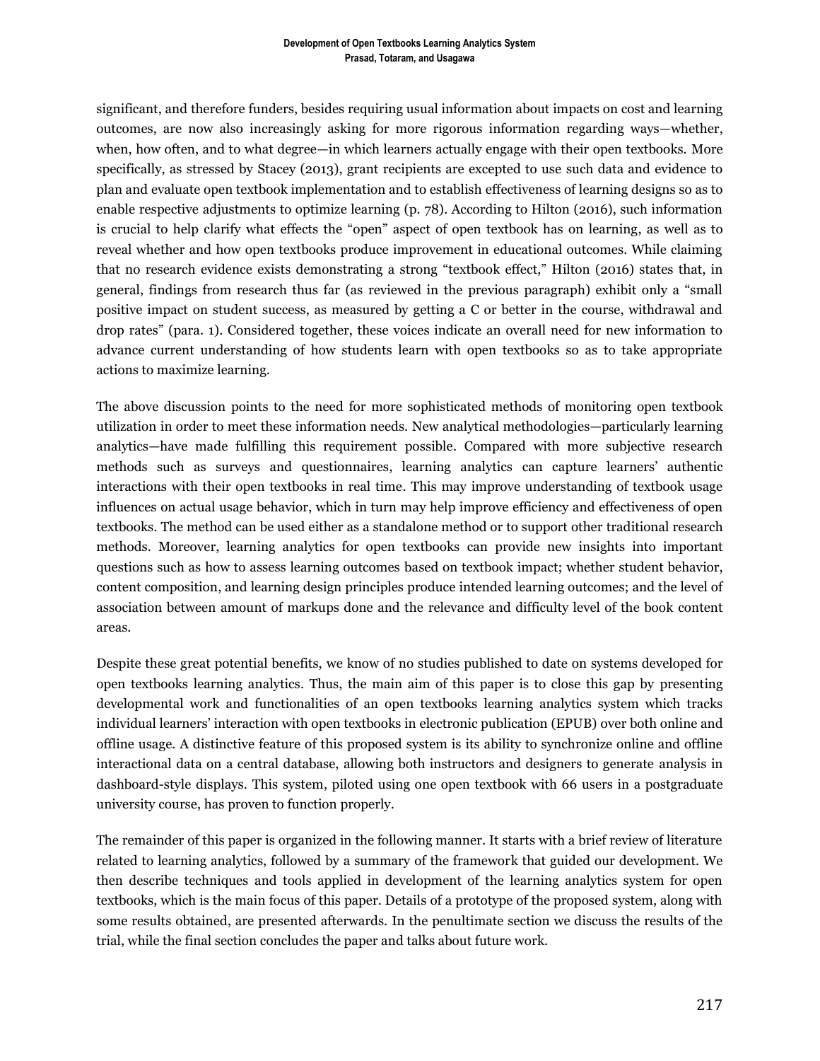significant, and therefore funders, besides requiring usual information about impacts on cost and learning outcomes, are now also increasingly asking for more rigorous information regarding ways—whether, when, how often, and to what degree—in which learners actually engage with their open textbooks. More specifically, as stressed by Stacey (2013), grant recipients are excepted to use such data and evidence to plan and evaluate open textbook implementation and to establish effectiveness of learning designs so as to enable respective adjustments to optimize learning (p. 78). According to Hilton (2016), such information is crucial to help clarify what effects the "open" aspect of open textbook has on learning, as well as to reveal whether and how open textbooks produce improvement in educational outcomes. While claiming that no research evidence exists demonstrating a strong "textbook effect," Hilton (2016) states that, in general, findings from research thus far (as reviewed in the previous paragraph) exhibit only a "small positive impact on student success, as measured by getting a C or better in the course, withdrawal and drop rates" (para. 1). Considered together, these voices indicate an overall need for new information to advance current understanding of how students learn with open textbooks so as to take appropriate actions to maximize learning.

The above discussion points to the need for more sophisticated methods of monitoring open textbook utilization in order to meet these information needs. New analytical methodologies—particularly learning analytics—have made fulfilling this requirement possible. Compared with more subjective research methods such as surveys and questionnaires, learning analytics can capture learners' authentic interactions with their open textbooks in real time. This may improve understanding of textbook usage influences on actual usage behavior, which in turn may help improve efficiency and effectiveness of open textbooks. The method can be used either as a standalone method or to support other traditional research methods. Moreover, learning analytics for open textbooks can provide new insights into important questions such as how to assess learning outcomes based on textbook impact; whether student behavior, content composition, and learning design principles produce intended learning outcomes; and the level of association between amount of markups done and the relevance and difficulty level of the book content areas.

Despite these great potential benefits, we know of no studies published to date on systems developed for open textbooks learning analytics. Thus, the main aim of this paper is to close this gap by presenting developmental work and functionalities of an open textbooks learning analytics system which tracks individual learners' interaction with open textbooks in electronic publication (EPUB) over both online and offline usage. A distinctive feature of this proposed system is its ability to synchronize online and offline interactional data on a central database, allowing both instructors and designers to generate analysis in dashboard-style displays. This system, piloted using one open textbook with 66 users in a postgraduate university course, has proven to function properly.

The remainder of this paper is organized in the following manner. It starts with a brief review of literature related to learning analytics, followed by a summary of the framework that guided our development. We then describe techniques and tools applied in development of the learning analytics system for open textbooks, which is the main focus of this paper. Details of a prototype of the proposed system, along with some results obtained, are presented afterwards. In the penultimate section we discuss the results of the trial, while the final section concludes the paper and talks about future work.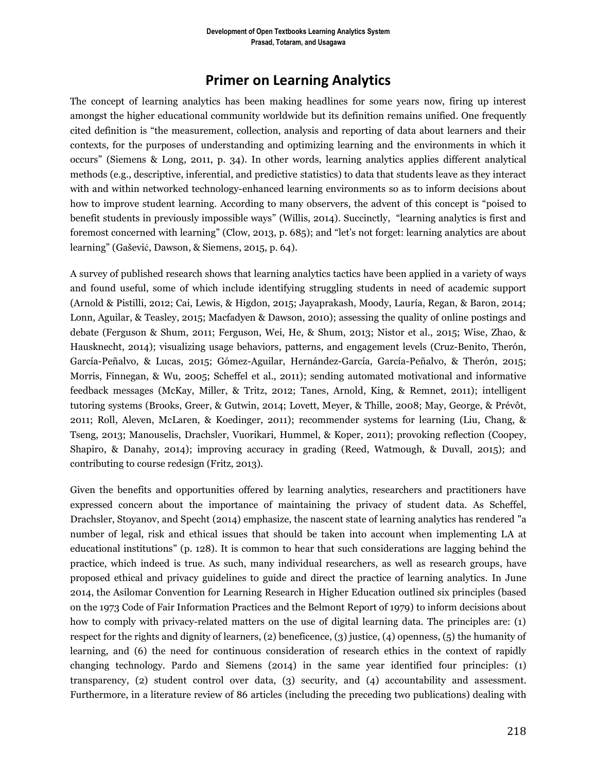## Primer on Learning Analytics

The concept of learning analytics has been making headlines for some years now, firing up interest amongst the higher educational community worldwide but its definition remains unified. One frequently cited definition is "the measurement, collection, analysis and reporting of data about learners and their contexts, for the purposes of understanding and optimizing learning and the environments in which it occurs" (Siemens & Long, 2011, p. 34). In other words, learning analytics applies different analytical methods (e.g., descriptive, inferential, and predictive statistics) to data that students leave as they interact with and within networked technology-enhanced learning environments so as to inform decisions about how to improve student learning. According to many observers, the advent of this concept is "poised to benefit students in previously impossible ways" (Willis, 2014). Succinctly, "learning analytics is first and foremost concerned with learning" (Clow, 2013, p. 685); and "let's not forget: learning analytics are about learning" (Gašević, Dawson, & Siemens, 2015, p. 64).

A survey of published research shows that learning analytics tactics have been applied in a variety of ways and found useful, some of which include identifying struggling students in need of academic support (Arnold & Pistilli, 2012; Cai, Lewis, & Higdon, 2015; Jayaprakash, Moody, Lauría, Regan, & Baron, 2014; Lonn, Aguilar, & Teasley, 2015; Macfadyen & Dawson, 2010); assessing the quality of online postings and debate (Ferguson & Shum, 2011; Ferguson, Wei, He, & Shum, 2013; Nistor et al., 2015; Wise, Zhao, & Hausknecht, 2014); visualizing usage behaviors, patterns, and engagement levels (Cruz-Benito, Therón, García-Peñalvo, & Lucas, 2015; Gómez-Aguilar, Hernández-García, García-Peñalvo, & Therón, 2015; Morris, Finnegan, & Wu, 2005; Scheffel et al., 2011); sending automated motivational and informative feedback messages (McKay, Miller, & Tritz, 2012; Tanes, Arnold, King, & Remnet, 2011); intelligent tutoring systems (Brooks, Greer, & Gutwin, 2014; Lovett, Meyer, & Thille, 2008; May, George, & Prévôt, 2011; Roll, Aleven, McLaren, & Koedinger, 2011); recommender systems for learning (Liu, Chang, & Tseng, 2013; Manouselis, Drachsler, Vuorikari, Hummel, & Koper, 2011); provoking reflection (Coopey, Shapiro, & Danahy, 2014); improving accuracy in grading (Reed, Watmough, & Duvall, 2015); and contributing to course redesign (Fritz, 2013).

Given the benefits and opportunities offered by learning analytics, researchers and practitioners have expressed concern about the importance of maintaining the privacy of student data. As Scheffel, Drachsler, Stoyanov, and Specht (2014) emphasize, the nascent state of learning analytics has rendered "a number of legal, risk and ethical issues that should be taken into account when implementing LA at educational institutions" (p. 128). It is common to hear that such considerations are lagging behind the practice, which indeed is true. As such, many individual researchers, as well as research groups, have proposed ethical and privacy guidelines to guide and direct the practice of learning analytics. In June 2014, the Asilomar Convention for Learning Research in Higher Education outlined six principles (based on the 1973 Code of Fair Information Practices and the Belmont Report of 1979) to inform decisions about how to comply with privacy-related matters on the use of digital learning data. The principles are: (1) respect for the rights and dignity of learners, (2) beneficence, (3) justice, (4) openness, (5) the humanity of learning, and (6) the need for continuous consideration of research ethics in the context of rapidly changing technology. Pardo and Siemens (2014) in the same year identified four principles: (1) transparency, (2) student control over data, (3) security, and (4) accountability and assessment. Furthermore, in a literature review of 86 articles (including the preceding two publications) dealing with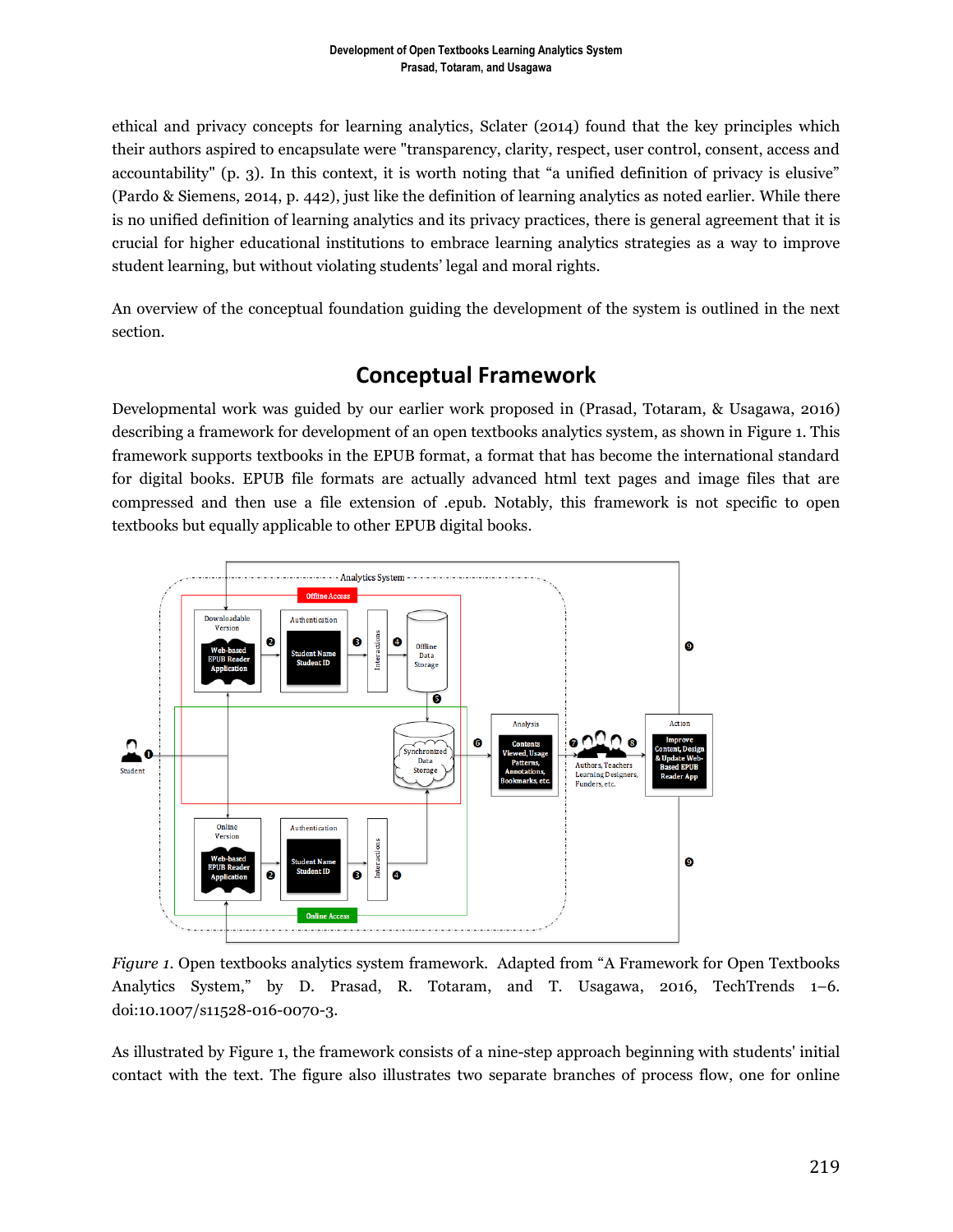ethical and privacy concepts for learning analytics, Sclater (2014) found that the key principles which their authors aspired to encapsulate were "transparency, clarity, respect, user control, consent, access and accountability" (p. 3). In this context, it is worth noting that "a unified definition of privacy is elusive" (Pardo & Siemens, 2014, p. 442), just like the definition of learning analytics as noted earlier. While there is no unified definition of learning analytics and its privacy practices, there is general agreement that it is crucial for higher educational institutions to embrace learning analytics strategies as a way to improve student learning, but without violating students' legal and moral rights.

An overview of the conceptual foundation guiding the development of the system is outlined in the next section.

## Conceptual Framework

Developmental work was guided by our earlier work proposed in (Prasad, Totaram, & Usagawa, 2016) describing a framework for development of an open textbooks analytics system, as shown in Figure 1. This framework supports textbooks in the EPUB format, a format that has become the international standard for digital books. EPUB file formats are actually advanced html text pages and image files that are compressed and then use a file extension of .epub. Notably, this framework is not specific to open textbooks but equally applicable to other EPUB digital books.

*Figure 1*. Open textbooks analytics system framework. Adapted from "A Framework for Open Textbooks Analytics System," by D. Prasad, R. Totaram, and T. Usagawa, 2016, TechTrends 1–6. doi:10.1007/s11528-016-0070-3.

As illustrated by Figure 1, the framework consists of a nine-step approach beginning with students' initial contact with the text. The figure also illustrates two separate branches of process flow, one for online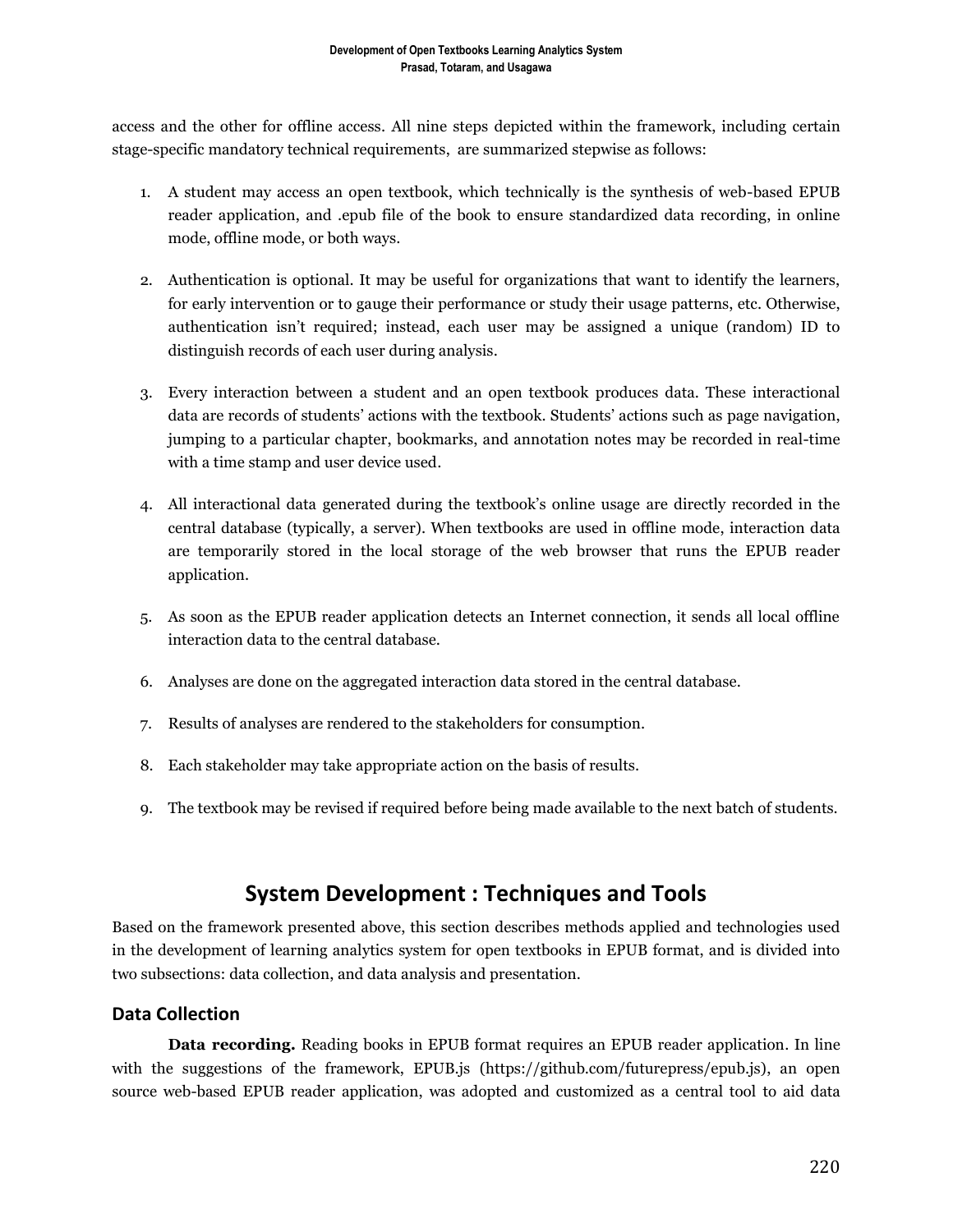access and the other for offline access. All nine steps depicted within the framework, including certain stage-specific mandatory technical requirements, are summarized stepwise as follows:

1. A student may access an open textbook, which technically is the synthesis of web-based EPUB reader application, and .epub file of the book to ensure standardized data recording, in online mode, offline mode, or both ways.

2. Authentication is optional. It may be useful for organizations that want to identify the learners, for early intervention or to gauge their performance or study their usage patterns, etc. Otherwise, authentication isn't required; instead, each user may be assigned a unique (random) ID to distinguish records of each user during analysis.

3. Every interaction between a student and an open textbook produces data. These interactional data are records of students' actions with the textbook. Students' actions such as page navigation, jumping to a particular chapter, bookmarks, and annotation notes may be recorded in real-time with a time stamp and user device used.

4. All interactional data generated during the textbook's online usage are directly recorded in the central database (typically, a server). When textbooks are used in offline mode, interaction data are temporarily stored in the local storage of the web browser that runs the EPUB reader application.

5. As soon as the EPUB reader application detects an Internet connection, it sends all local offline interaction data to the central database.

6. Analyses are done on the aggregated interaction data stored in the central database.

7. Results of analyses are rendered to the stakeholders for consumption.

8. Each stakeholder may take appropriate action on the basis of results.

9. The textbook may be revised if required before being made available to the next batch of students.

# System Development : Techniques and Tools

Based on the framework presented above, this section describes methods applied and technologies used in the development of learning analytics system for open textbooks in EPUB format, and is divided into two subsections: data collection, and data analysis and presentation.

## Data Collection

**Data recording.** Reading books in EPUB format requires an EPUB reader application. In line with the suggestions of the framework, EPUB.js (https://github.com/futurepress/epub.js), an open source web-based EPUB reader application, was adopted and customized as a central tool to aid data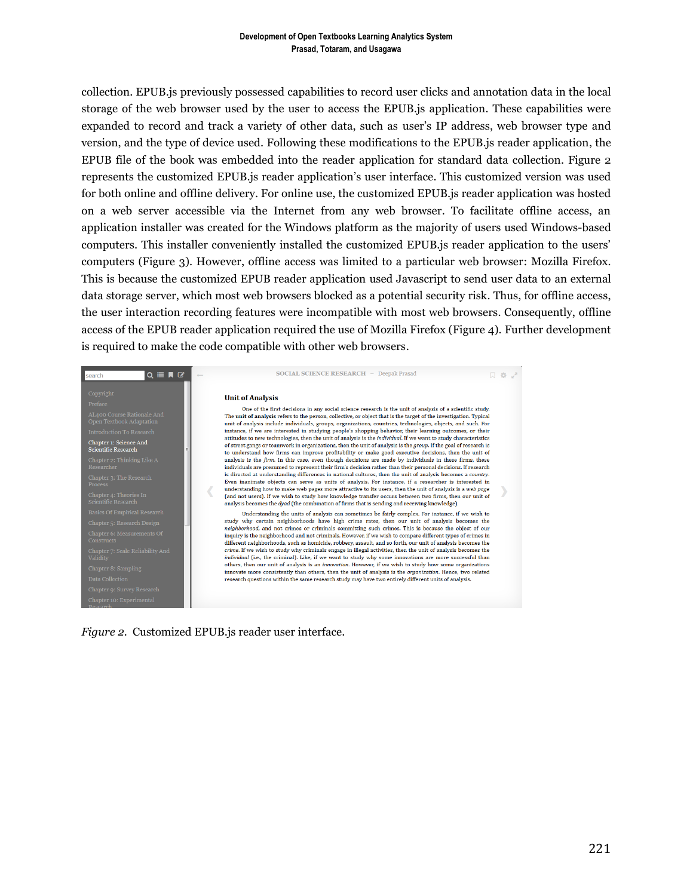collection. EPUB.js previously possessed capabilities to record user clicks and annotation data in the local storage of the web browser used by the user to access the EPUB.js application. These capabilities were expanded to record and track a variety of other data, such as user's IP address, web browser type and version, and the type of device used. Following these modifications to the EPUB.js reader application, the EPUB file of the book was embedded into the reader application for standard data collection. Figure 2 represents the customized EPUB.js reader application's user interface. This customized version was used for both online and offline delivery. For online use, the customized EPUB.js reader application was hosted on a web server accessible via the Internet from any web browser. To facilitate offline access, an application installer was created for the Windows platform as the majority of users used Windows-based computers. This installer conveniently installed the customized EPUB.js reader application to the users' computers (Figure 3). However, offline access was limited to a particular web browser: Mozilla Firefox. This is because the customized EPUB reader application used Javascript to send user data to an external data storage server, which most web browsers blocked as a potential security risk. Thus, for offline access, the user interaction recording features were incompatible with most web browsers. Consequently, offline access of the EPUB reader application required the use of Mozilla Firefox (Figure 4). Further development is required to make the code compatible with other web browsers.

*Figure 2.* Customized EPUB.js reader user interface.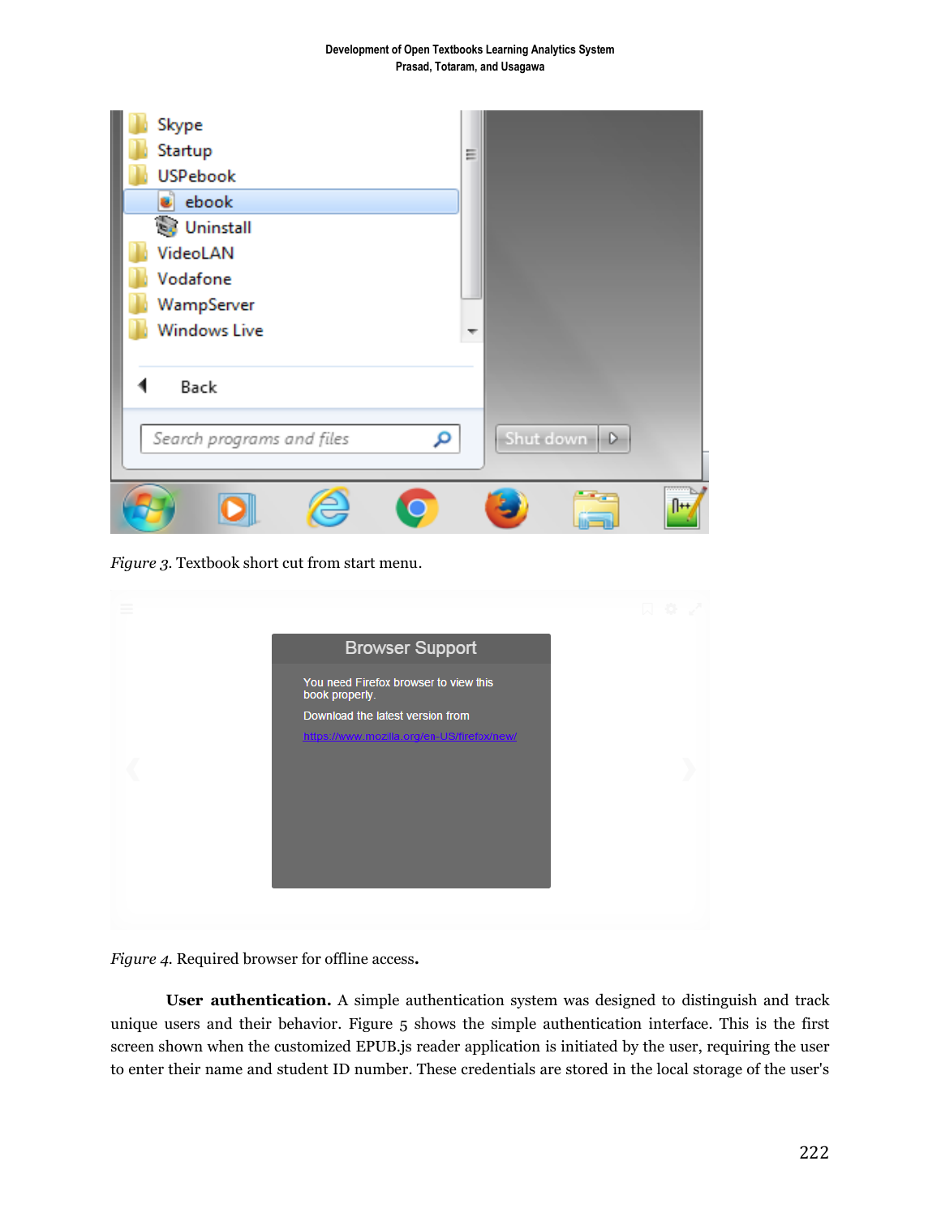*Figure 3.* Textbook short cut from start menu.

*Figure 4.* Required browser for offline access.

**User authentication.** A simple authentication system was designed to distinguish and track unique users and their behavior. Figure 5 shows the simple authentication interface. This is the first screen shown when the customized EPUB.js reader application is initiated by the user, requiring the user to enter their name and student ID number. These credentials are stored in the local storage of the user's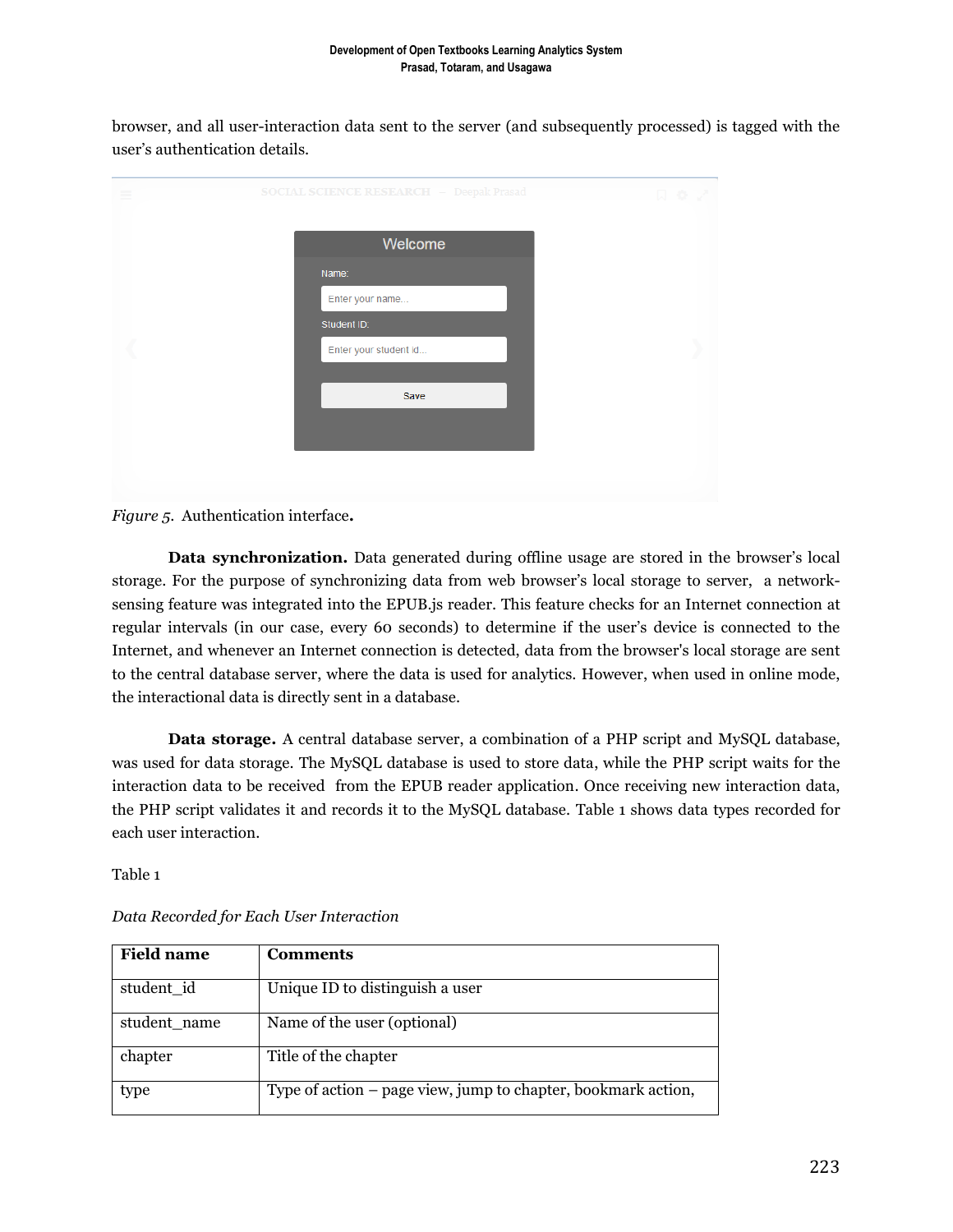browser, and all user-interaction data sent to the server (and subsequently processed) is tagged with the user's authentication details.

*Figure 5.* Authentication interface.

**Data synchronization.** Data generated during offline usage are stored in the browser's local storage. For the purpose of synchronizing data from web browser's local storage to server, a network-sensing feature was integrated into the EPUB.js reader. This feature checks for an Internet connection at regular intervals (in our case, every 60 seconds) to determine if the user's device is connected to the Internet, and whenever an Internet connection is detected, data from the browser's local storage are sent to the central database server, where the data is used for analytics. However, when used in online mode, the interactional data is directly sent in a database.

**Data storage.** A central database server, a combination of a PHP script and MySQL database, was used for data storage. The MySQL database is used to store data, while the PHP script waits for the interaction data to be received from the EPUB reader application. Once receiving new interaction data, the PHP script validates it and records it to the MySQL database. Table 1 shows data types recorded for each user interaction.

Table 1

*Data Recorded for Each User Interaction*

| **Field name** | **Comments** |
|---|---|
| student_id | Unique ID to distinguish a user |
| student_name | Name of the user (optional) |
| chapter | Title of the chapter |
| type | Type of action – page view, jump to chapter, bookmark action, |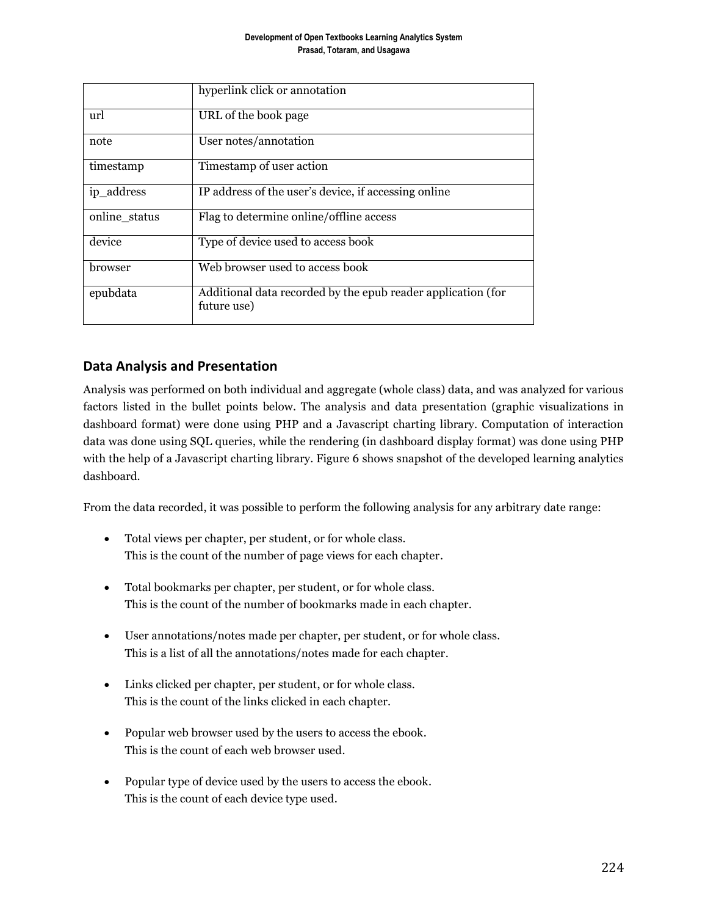| | |
|---|---|
| | hyperlink click or annotation |
| url | URL of the book page |
| note | User notes/annotation |
| timestamp | Timestamp of user action |
| ip_address | IP address of the user's device, if accessing online |
| online_status | Flag to determine online/offline access |
| device | Type of device used to access book |
| browser | Web browser used to access book |
| epubdata | Additional data recorded by the epub reader application (for future use) |

## Data Analysis and Presentation

Analysis was performed on both individual and aggregate (whole class) data, and was analyzed for various factors listed in the bullet points below. The analysis and data presentation (graphic visualizations in dashboard format) were done using PHP and a Javascript charting library. Computation of interaction data was done using SQL queries, while the rendering (in dashboard display format) was done using PHP with the help of a Javascript charting library. Figure 6 shows snapshot of the developed learning analytics dashboard.

From the data recorded, it was possible to perform the following analysis for any arbitrary date range:

- Total views per chapter, per student, or for whole class.
  This is the count of the number of page views for each chapter.

- Total bookmarks per chapter, per student, or for whole class.
  This is the count of the number of bookmarks made in each chapter.

- User annotations/notes made per chapter, per student, or for whole class.
  This is a list of all the annotations/notes made for each chapter.

- Links clicked per chapter, per student, or for whole class.
  This is the count of the links clicked in each chapter.

- Popular web browser used by the users to access the ebook.
  This is the count of each web browser used.

- Popular type of device used by the users to access the ebook.
  This is the count of each device type used.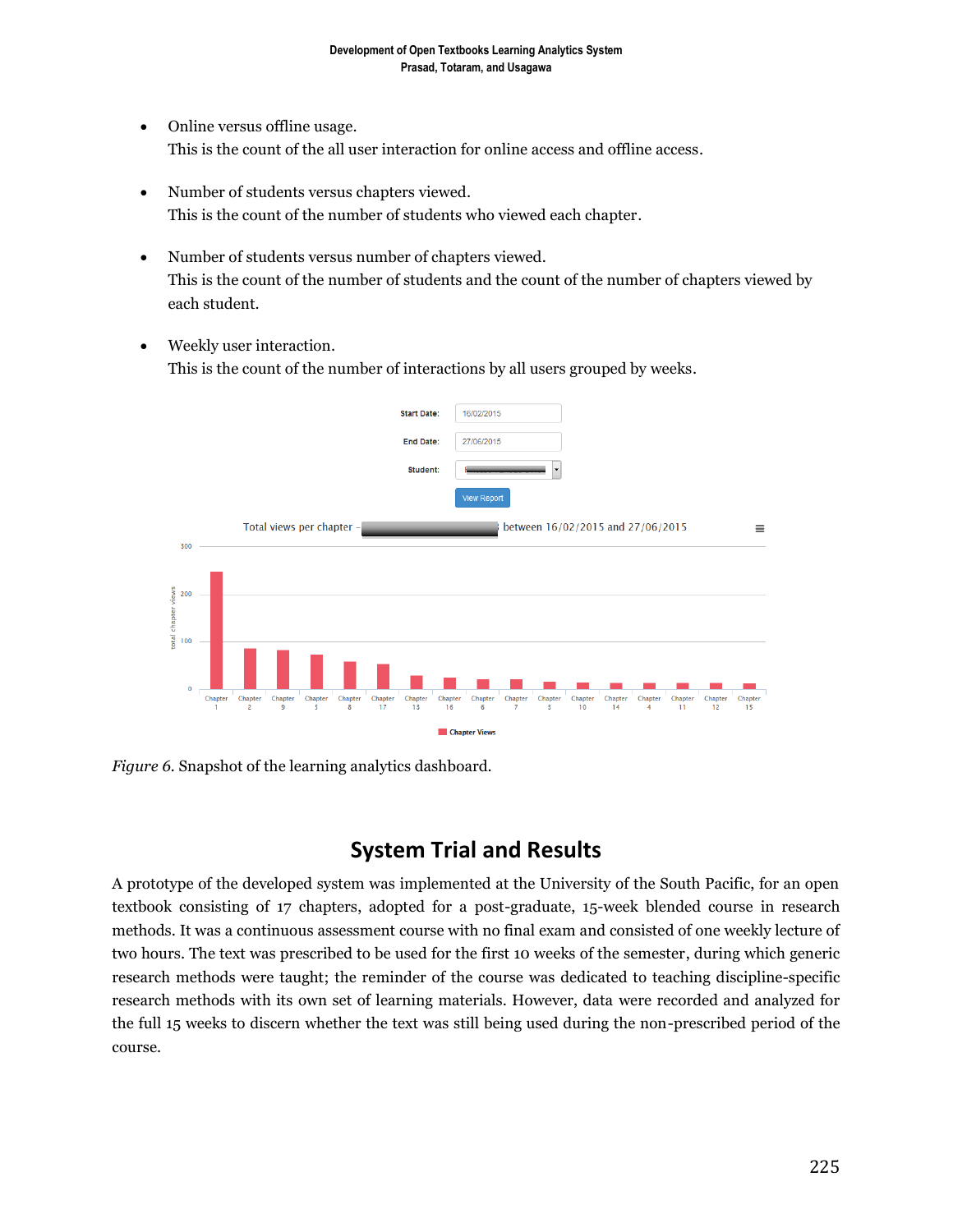- Online versus offline usage.
  This is the count of the all user interaction for online access and offline access.

- Number of students versus chapters viewed.
  This is the count of the number of students who viewed each chapter.

- Number of students versus number of chapters viewed.
  This is the count of the number of students and the count of the number of chapters viewed by each student.

- Weekly user interaction.
  This is the count of the number of interactions by all users grouped by weeks.

*Figure 6.* Snapshot of the learning analytics dashboard.

## System Trial and Results

A prototype of the developed system was implemented at the University of the South Pacific, for an open textbook consisting of 17 chapters, adopted for a post-graduate, 15-week blended course in research methods. It was a continuous assessment course with no final exam and consisted of one weekly lecture of two hours. The text was prescribed to be used for the first 10 weeks of the semester, during which generic research methods were taught; the reminder of the course was dedicated to teaching discipline-specific research methods with its own set of learning materials. However, data were recorded and analyzed for the full 15 weeks to discern whether the text was still being used during the non-prescribed period of the course.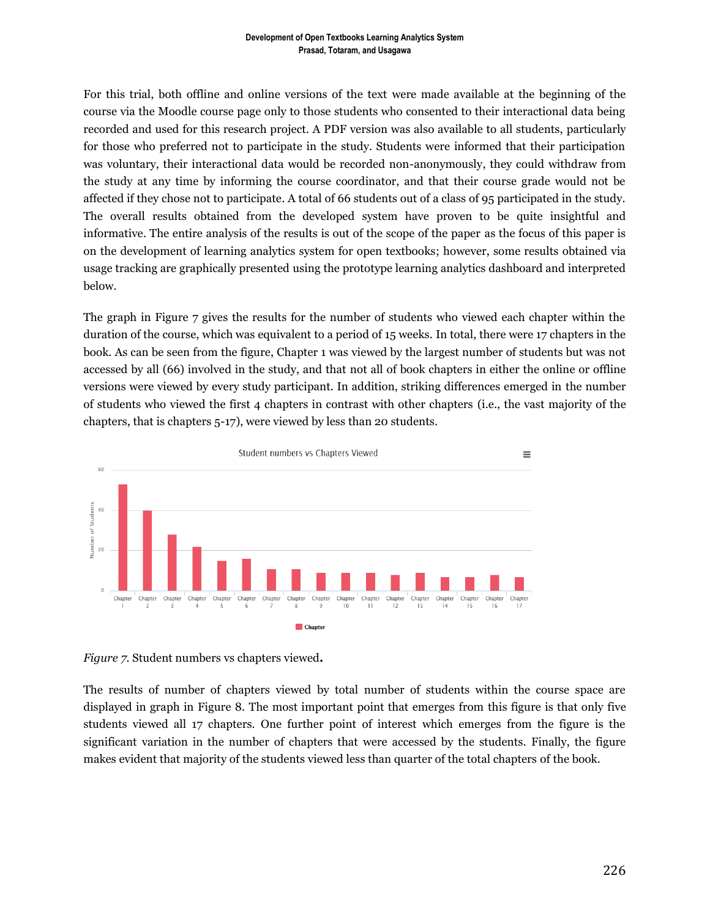For this trial, both offline and online versions of the text were made available at the beginning of the course via the Moodle course page only to those students who consented to their interactional data being recorded and used for this research project. A PDF version was also available to all students, particularly for those who preferred not to participate in the study. Students were informed that their participation was voluntary, their interactional data would be recorded non-anonymously, they could withdraw from the study at any time by informing the course coordinator, and that their course grade would not be affected if they chose not to participate. A total of 66 students out of a class of 95 participated in the study. The overall results obtained from the developed system have proven to be quite insightful and informative. The entire analysis of the results is out of the scope of the paper as the focus of this paper is on the development of learning analytics system for open textbooks; however, some results obtained via usage tracking are graphically presented using the prototype learning analytics dashboard and interpreted below.

The graph in Figure 7 gives the results for the number of students who viewed each chapter within the duration of the course, which was equivalent to a period of 15 weeks. In total, there were 17 chapters in the book. As can be seen from the figure, Chapter 1 was viewed by the largest number of students but was not accessed by all (66) involved in the study, and that not all of book chapters in either the online or offline versions were viewed by every study participant. In addition, striking differences emerged in the number of students who viewed the first 4 chapters in contrast with other chapters (i.e., the vast majority of the chapters, that is chapters 5-17), were viewed by less than 20 students.

*Figure 7.* Student numbers vs chapters viewed**.**

The results of number of chapters viewed by total number of students within the course space are displayed in graph in Figure 8. The most important point that emerges from this figure is that only five students viewed all 17 chapters. One further point of interest which emerges from the figure is the significant variation in the number of chapters that were accessed by the students. Finally, the figure makes evident that majority of the students viewed less than quarter of the total chapters of the book.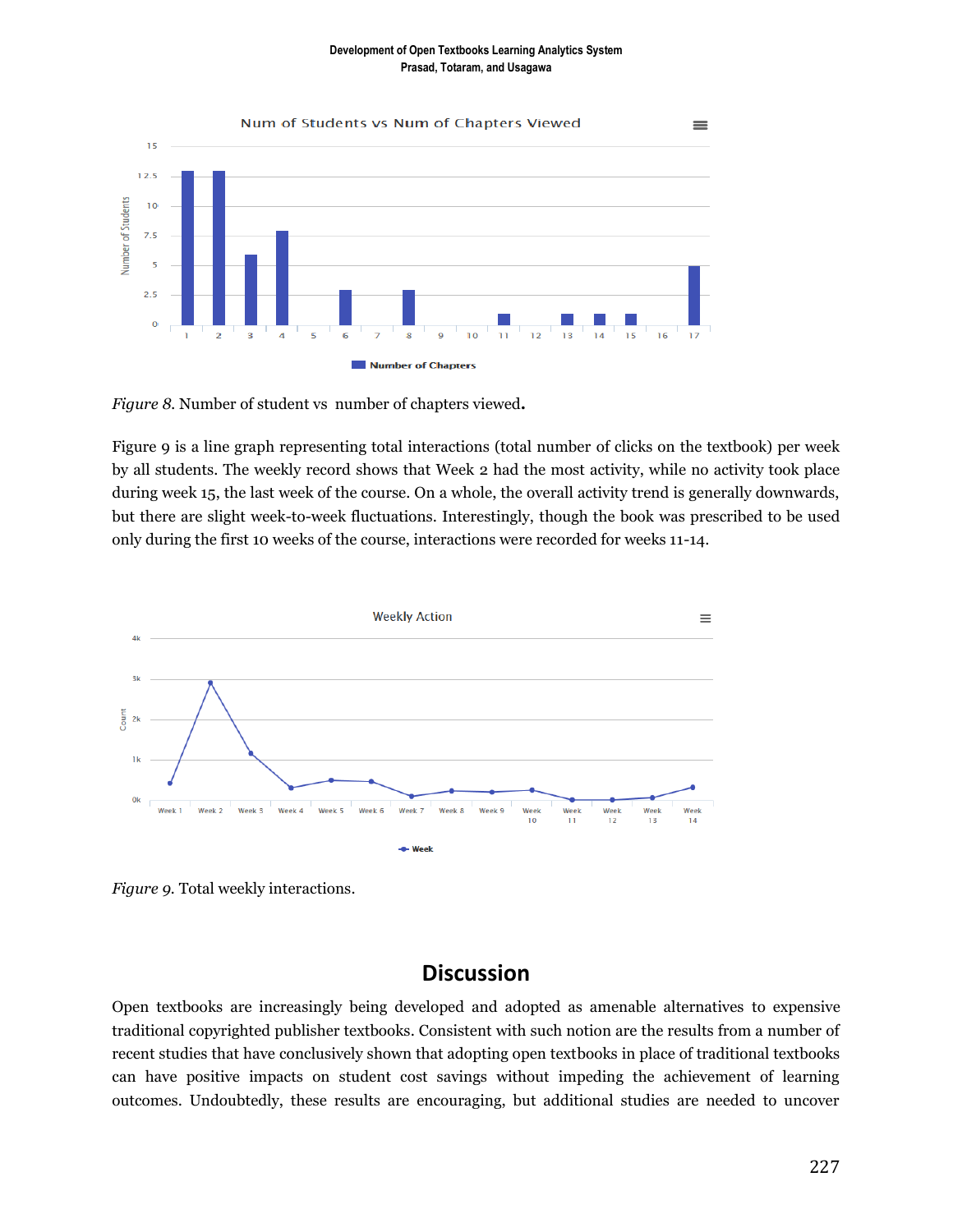*Figure 8.* Number of student vs number of chapters viewed**.**

Figure 9 is a line graph representing total interactions (total number of clicks on the textbook) per week by all students. The weekly record shows that Week 2 had the most activity, while no activity took place during week 15, the last week of the course. On a whole, the overall activity trend is generally downwards, but there are slight week-to-week fluctuations. Interestingly, though the book was prescribed to be used only during the first 10 weeks of the course, interactions were recorded for weeks 11-14.

*Figure 9.* Total weekly interactions.

## Discussion

Open textbooks are increasingly being developed and adopted as amenable alternatives to expensive traditional copyrighted publisher textbooks. Consistent with such notion are the results from a number of recent studies that have conclusively shown that adopting open textbooks in place of traditional textbooks can have positive impacts on student cost savings without impeding the achievement of learning outcomes. Undoubtedly, these results are encouraging, but additional studies are needed to uncover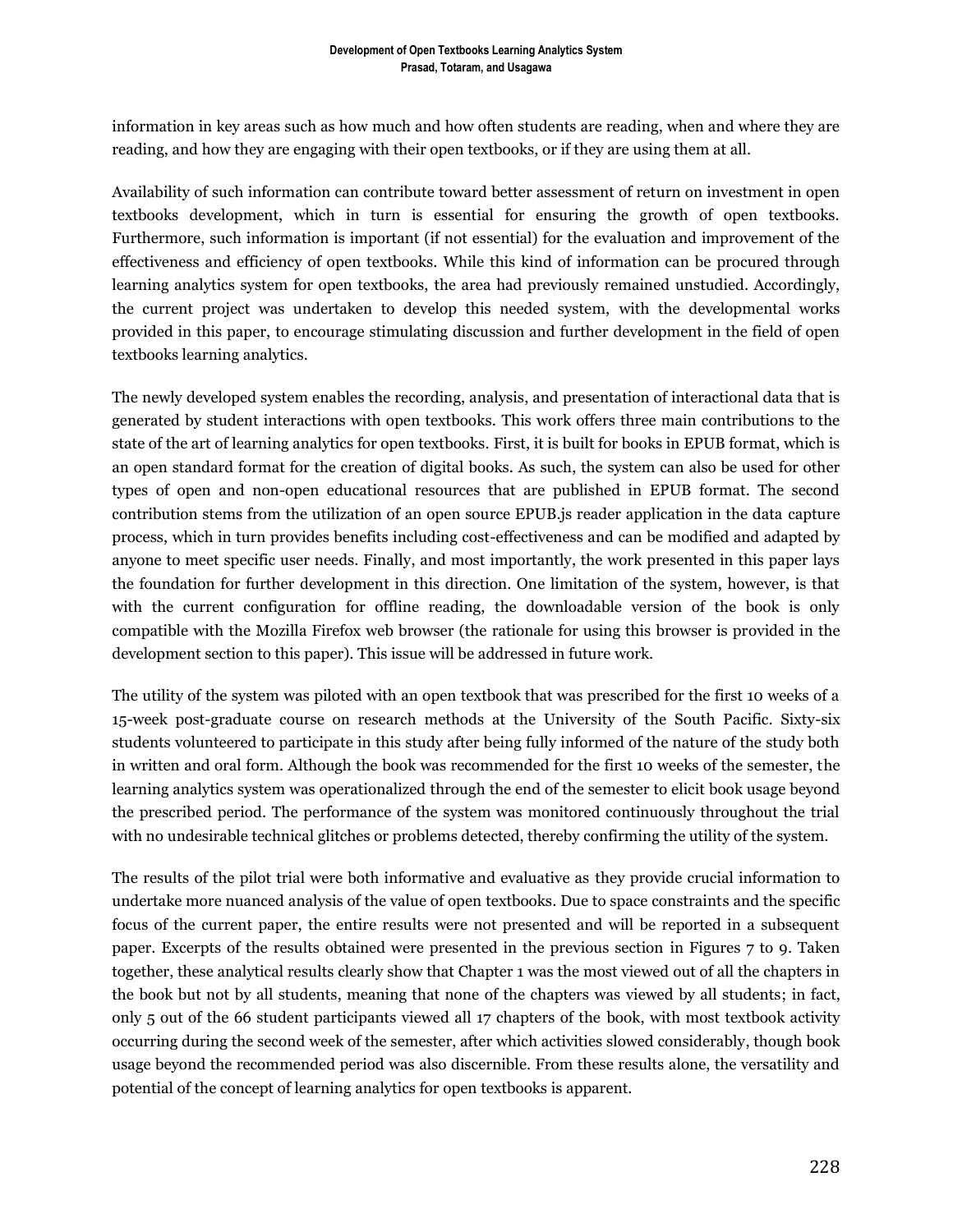information in key areas such as how much and how often students are reading, when and where they are reading, and how they are engaging with their open textbooks, or if they are using them at all.

Availability of such information can contribute toward better assessment of return on investment in open textbooks development, which in turn is essential for ensuring the growth of open textbooks. Furthermore, such information is important (if not essential) for the evaluation and improvement of the effectiveness and efficiency of open textbooks. While this kind of information can be procured through learning analytics system for open textbooks, the area had previously remained unstudied. Accordingly, the current project was undertaken to develop this needed system, with the developmental works provided in this paper, to encourage stimulating discussion and further development in the field of open textbooks learning analytics.

The newly developed system enables the recording, analysis, and presentation of interactional data that is generated by student interactions with open textbooks. This work offers three main contributions to the state of the art of learning analytics for open textbooks. First, it is built for books in EPUB format, which is an open standard format for the creation of digital books. As such, the system can also be used for other types of open and non-open educational resources that are published in EPUB format. The second contribution stems from the utilization of an open source EPUB.js reader application in the data capture process, which in turn provides benefits including cost-effectiveness and can be modified and adapted by anyone to meet specific user needs. Finally, and most importantly, the work presented in this paper lays the foundation for further development in this direction. One limitation of the system, however, is that with the current configuration for offline reading, the downloadable version of the book is only compatible with the Mozilla Firefox web browser (the rationale for using this browser is provided in the development section to this paper). This issue will be addressed in future work.

The utility of the system was piloted with an open textbook that was prescribed for the first 10 weeks of a 15-week post-graduate course on research methods at the University of the South Pacific. Sixty-six students volunteered to participate in this study after being fully informed of the nature of the study both in written and oral form. Although the book was recommended for the first 10 weeks of the semester, the learning analytics system was operationalized through the end of the semester to elicit book usage beyond the prescribed period. The performance of the system was monitored continuously throughout the trial with no undesirable technical glitches or problems detected, thereby confirming the utility of the system.

The results of the pilot trial were both informative and evaluative as they provide crucial information to undertake more nuanced analysis of the value of open textbooks. Due to space constraints and the specific focus of the current paper, the entire results were not presented and will be reported in a subsequent paper. Excerpts of the results obtained were presented in the previous section in Figures 7 to 9. Taken together, these analytical results clearly show that Chapter 1 was the most viewed out of all the chapters in the book but not by all students, meaning that none of the chapters was viewed by all students; in fact, only 5 out of the 66 student participants viewed all 17 chapters of the book, with most textbook activity occurring during the second week of the semester, after which activities slowed considerably, though book usage beyond the recommended period was also discernible. From these results alone, the versatility and potential of the concept of learning analytics for open textbooks is apparent.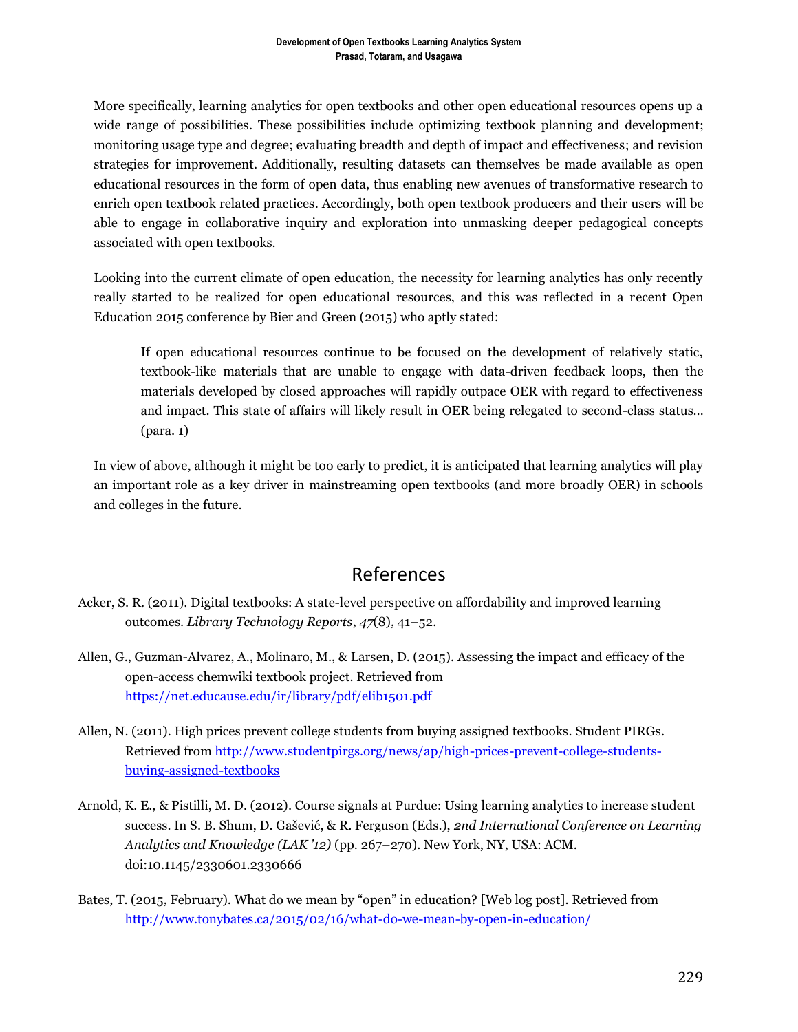More specifically, learning analytics for open textbooks and other open educational resources opens up a wide range of possibilities. These possibilities include optimizing textbook planning and development; monitoring usage type and degree; evaluating breadth and depth of impact and effectiveness; and revision strategies for improvement. Additionally, resulting datasets can themselves be made available as open educational resources in the form of open data, thus enabling new avenues of transformative research to enrich open textbook related practices. Accordingly, both open textbook producers and their users will be able to engage in collaborative inquiry and exploration into unmasking deeper pedagogical concepts associated with open textbooks.

Looking into the current climate of open education, the necessity for learning analytics has only recently really started to be realized for open educational resources, and this was reflected in a recent Open Education 2015 conference by Bier and Green (2015) who aptly stated:

> If open educational resources continue to be focused on the development of relatively static, textbook-like materials that are unable to engage with data-driven feedback loops, then the materials developed by closed approaches will rapidly outpace OER with regard to effectiveness and impact. This state of affairs will likely result in OER being relegated to second-class status… (para. 1)

In view of above, although it might be too early to predict, it is anticipated that learning analytics will play an important role as a key driver in mainstreaming open textbooks (and more broadly OER) in schools and colleges in the future.

## References

Acker, S. R. (2011). Digital textbooks: A state-level perspective on affordability and improved learning outcomes. *Library Technology Reports*, *47*(8), 41–52.

Allen, G., Guzman-Alvarez, A., Molinaro, M., & Larsen, D. (2015). Assessing the impact and efficacy of the open-access chemwiki textbook project. Retrieved from https://net.educause.edu/ir/library/pdf/elib1501.pdf

Allen, N. (2011). High prices prevent college students from buying assigned textbooks. Student PIRGs. Retrieved from http://www.studentpirgs.org/news/ap/high-prices-prevent-college-students-buying-assigned-textbooks

Arnold, K. E., & Pistilli, M. D. (2012). Course signals at Purdue: Using learning analytics to increase student success. In S. B. Shum, D. Gašević, & R. Ferguson (Eds.), *2nd International Conference on Learning Analytics and Knowledge (LAK '12)* (pp. 267–270). New York, NY, USA: ACM. doi:10.1145/2330601.2330666

Bates, T. (2015, February). What do we mean by "open" in education? [Web log post]. Retrieved from http://www.tonybates.ca/2015/02/16/what-do-we-mean-by-open-in-education/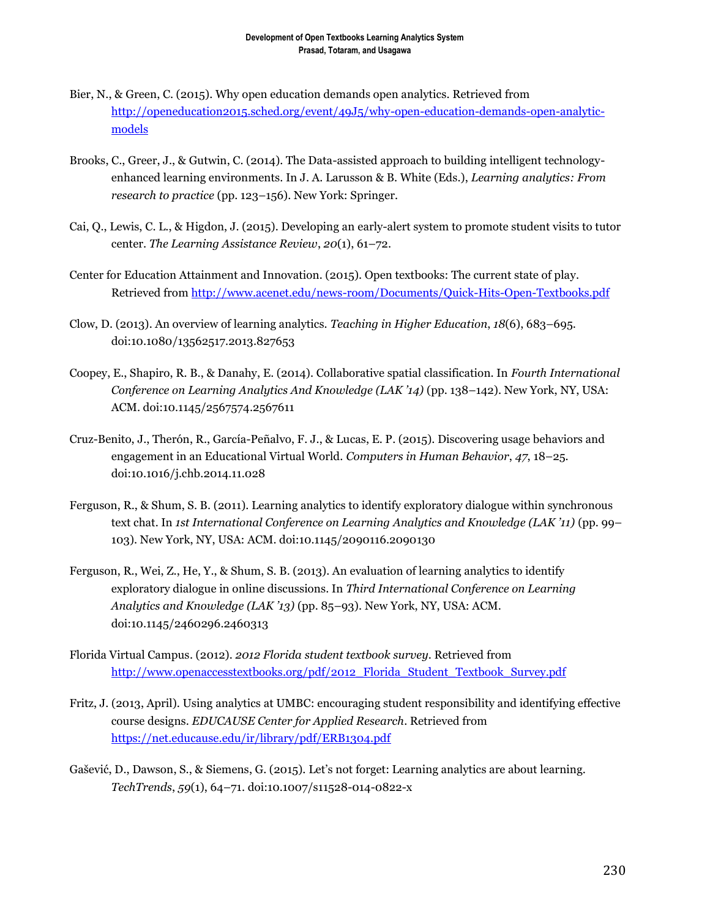Bier, N., & Green, C. (2015). Why open education demands open analytics. Retrieved from http://openeducation2015.sched.org/event/49J5/why-open-education-demands-open-analytic-models

Brooks, C., Greer, J., & Gutwin, C. (2014). The Data-assisted approach to building intelligent technology-enhanced learning environments. In J. A. Larusson & B. White (Eds.), *Learning analytics: From research to practice* (pp. 123–156). New York: Springer.

Cai, Q., Lewis, C. L., & Higdon, J. (2015). Developing an early-alert system to promote student visits to tutor center. *The Learning Assistance Review*, *20*(1), 61–72.

Center for Education Attainment and Innovation. (2015). Open textbooks: The current state of play. Retrieved from http://www.acenet.edu/news-room/Documents/Quick-Hits-Open-Textbooks.pdf

Clow, D. (2013). An overview of learning analytics. *Teaching in Higher Education*, *18*(6), 683–695. doi:10.1080/13562517.2013.827653

Coopey, E., Shapiro, R. B., & Danahy, E. (2014). Collaborative spatial classification. In *Fourth International Conference on Learning Analytics And Knowledge (LAK '14)* (pp. 138–142). New York, NY, USA: ACM. doi:10.1145/2567574.2567611

Cruz-Benito, J., Therón, R., García-Peñalvo, F. J., & Lucas, E. P. (2015). Discovering usage behaviors and engagement in an Educational Virtual World. *Computers in Human Behavior*, *47*, 18–25. doi:10.1016/j.chb.2014.11.028

Ferguson, R., & Shum, S. B. (2011). Learning analytics to identify exploratory dialogue within synchronous text chat. In *1st International Conference on Learning Analytics and Knowledge (LAK '11)* (pp. 99–103). New York, NY, USA: ACM. doi:10.1145/2090116.2090130

Ferguson, R., Wei, Z., He, Y., & Shum, S. B. (2013). An evaluation of learning analytics to identify exploratory dialogue in online discussions. In *Third International Conference on Learning Analytics and Knowledge (LAK '13)* (pp. 85–93). New York, NY, USA: ACM. doi:10.1145/2460296.2460313

Florida Virtual Campus. (2012). *2012 Florida student textbook survey*. Retrieved from http://www.openaccesstextbooks.org/pdf/2012_Florida_Student_Textbook_Survey.pdf

Fritz, J. (2013, April). Using analytics at UMBC: encouraging student responsibility and identifying effective course designs. *EDUCAUSE Center for Applied Research*. Retrieved from https://net.educause.edu/ir/library/pdf/ERB1304.pdf

Gašević, D., Dawson, S., & Siemens, G. (2015). Let's not forget: Learning analytics are about learning. *TechTrends*, *59*(1), 64–71. doi:10.1007/s11528-014-0822-x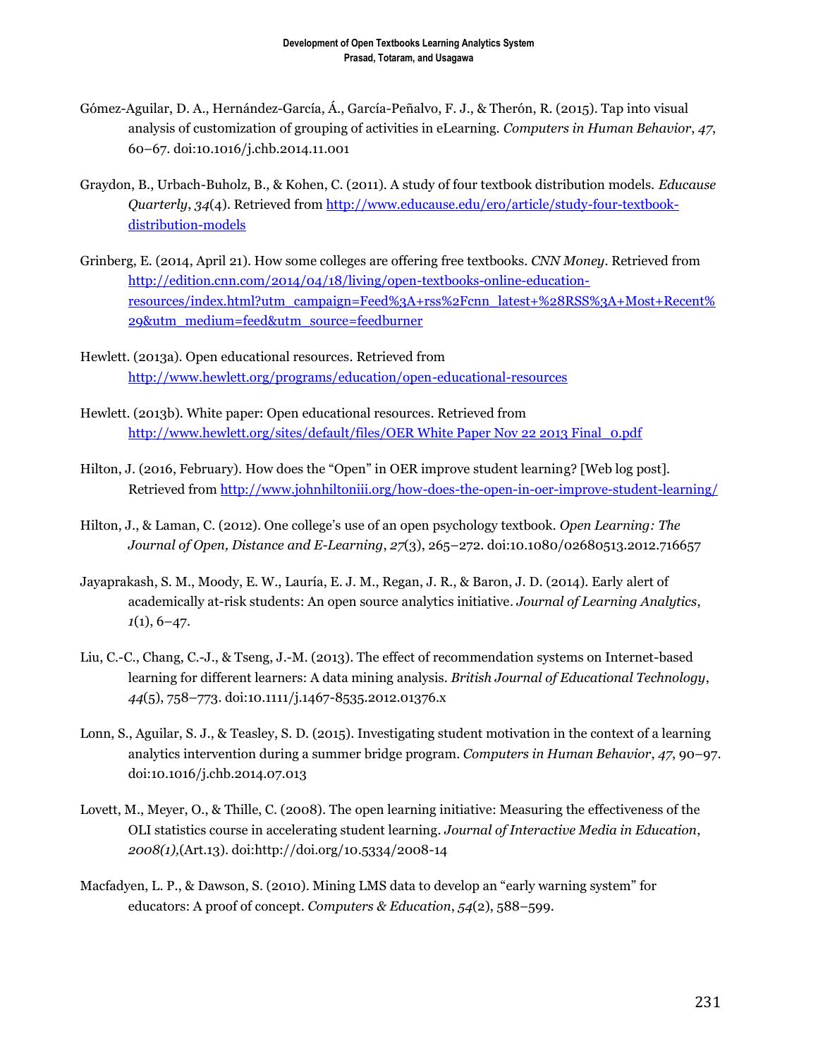Gómez-Aguilar, D. A., Hernández-García, Á., García-Peñalvo, F. J., & Therón, R. (2015). Tap into visual analysis of customization of grouping of activities in eLearning. *Computers in Human Behavior*, *47*, 60–67. doi:10.1016/j.chb.2014.11.001

Graydon, B., Urbach-Buholz, B., & Kohen, C. (2011). A study of four textbook distribution models. *Educause Quarterly*, *34*(4). Retrieved from http://www.educause.edu/ero/article/study-four-textbook-distribution-models

Grinberg, E. (2014, April 21). How some colleges are offering free textbooks. *CNN Money*. Retrieved from http://edition.cnn.com/2014/04/18/living/open-textbooks-online-education-resources/index.html?utm_campaign=Feed%3A+rss%2Fcnn_latest+%28RSS%3A+Most+Recent%29&utm_medium=feed&utm_source=feedburner

Hewlett. (2013a). Open educational resources. Retrieved from http://www.hewlett.org/programs/education/open-educational-resources

Hewlett. (2013b). White paper: Open educational resources. Retrieved from http://www.hewlett.org/sites/default/files/OER White Paper Nov 22 2013 Final_0.pdf

Hilton, J. (2016, February). How does the "Open" in OER improve student learning? [Web log post]. Retrieved from http://www.johnhiltoniii.org/how-does-the-open-in-oer-improve-student-learning/

Hilton, J., & Laman, C. (2012). One college's use of an open psychology textbook. *Open Learning: The Journal of Open, Distance and E-Learning*, *27*(3), 265–272. doi:10.1080/02680513.2012.716657

Jayaprakash, S. M., Moody, E. W., Lauría, E. J. M., Regan, J. R., & Baron, J. D. (2014). Early alert of academically at-risk students: An open source analytics initiative. *Journal of Learning Analytics*, *1*(1), 6–47.

Liu, C.-C., Chang, C.-J., & Tseng, J.-M. (2013). The effect of recommendation systems on Internet-based learning for different learners: A data mining analysis. *British Journal of Educational Technology*, *44*(5), 758–773. doi:10.1111/j.1467-8535.2012.01376.x

Lonn, S., Aguilar, S. J., & Teasley, S. D. (2015). Investigating student motivation in the context of a learning analytics intervention during a summer bridge program. *Computers in Human Behavior*, *47*, 90–97. doi:10.1016/j.chb.2014.07.013

Lovett, M., Meyer, O., & Thille, C. (2008). The open learning initiative: Measuring the effectiveness of the OLI statistics course in accelerating student learning. *Journal of Interactive Media in Education*, *2008(1),*(Art.13). doi:http://doi.org/10.5334/2008-14

Macfadyen, L. P., & Dawson, S. (2010). Mining LMS data to develop an "early warning system" for educators: A proof of concept. *Computers & Education*, *54*(2), 588–599.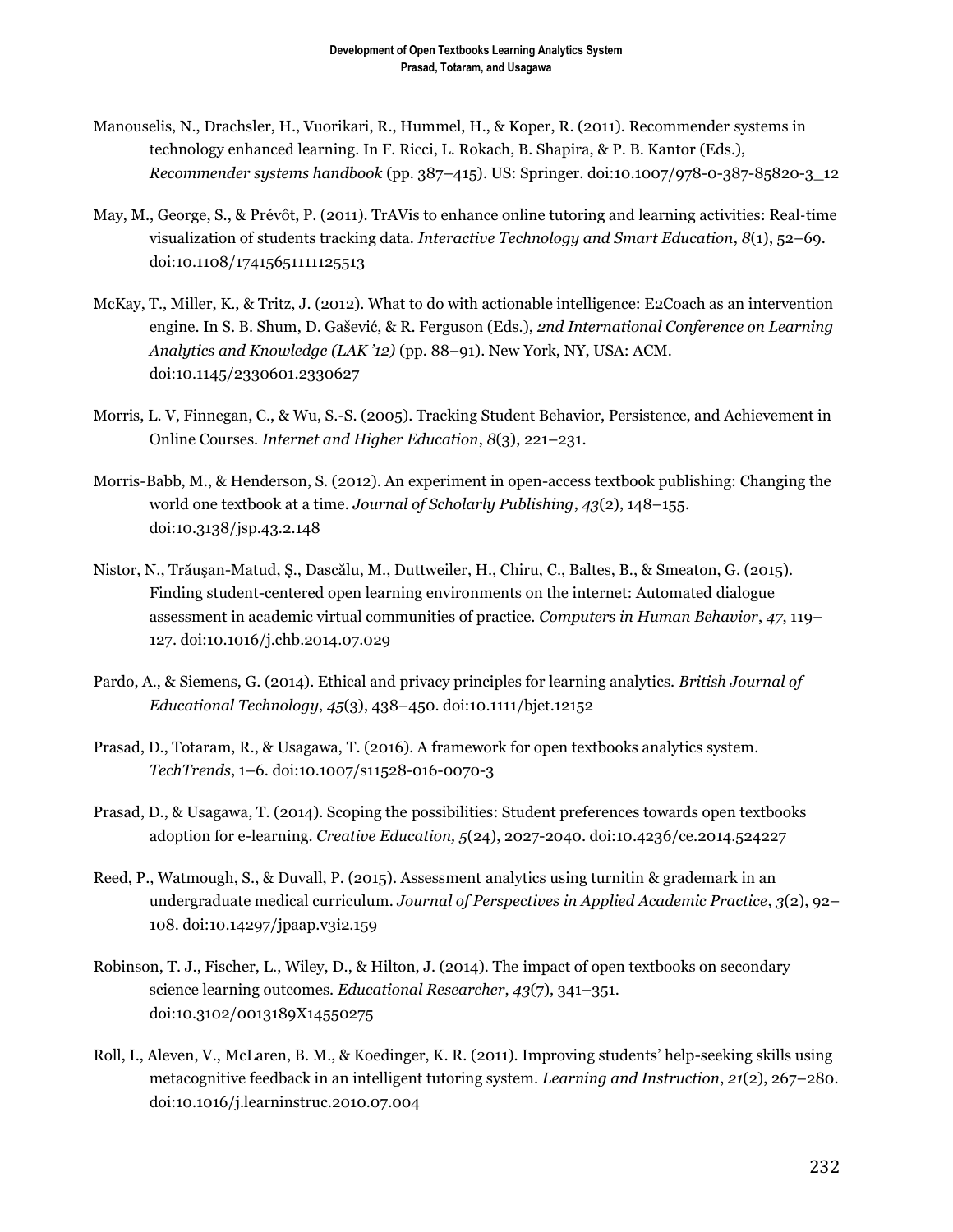Manouselis, N., Drachsler, H., Vuorikari, R., Hummel, H., & Koper, R. (2011). Recommender systems in technology enhanced learning. In F. Ricci, L. Rokach, B. Shapira, & P. B. Kantor (Eds.), *Recommender systems handbook* (pp. 387–415). US: Springer. doi:10.1007/978-0-387-85820-3_12

May, M., George, S., & Prévôt, P. (2011). TrAVis to enhance online tutoring and learning activities: Real-time visualization of students tracking data. *Interactive Technology and Smart Education*, *8*(1), 52–69. doi:10.1108/17415651111125513

McKay, T., Miller, K., & Tritz, J. (2012). What to do with actionable intelligence: E2Coach as an intervention engine. In S. B. Shum, D. Gašević, & R. Ferguson (Eds.), *2nd International Conference on Learning Analytics and Knowledge (LAK '12)* (pp. 88–91). New York, NY, USA: ACM. doi:10.1145/2330601.2330627

Morris, L. V, Finnegan, C., & Wu, S.-S. (2005). Tracking Student Behavior, Persistence, and Achievement in Online Courses. *Internet and Higher Education*, *8*(3), 221–231.

Morris-Babb, M., & Henderson, S. (2012). An experiment in open-access textbook publishing: Changing the world one textbook at a time. *Journal of Scholarly Publishing*, *43*(2), 148–155. doi:10.3138/jsp.43.2.148

Nistor, N., Trăuşan-Matud, Ş., Dascălu, M., Duttweiler, H., Chiru, C., Baltes, B., & Smeaton, G. (2015). Finding student-centered open learning environments on the internet: Automated dialogue assessment in academic virtual communities of practice. *Computers in Human Behavior*, *47*, 119–127. doi:10.1016/j.chb.2014.07.029

Pardo, A., & Siemens, G. (2014). Ethical and privacy principles for learning analytics. *British Journal of Educational Technology*, *45*(3), 438–450. doi:10.1111/bjet.12152

Prasad, D., Totaram, R., & Usagawa, T. (2016). A framework for open textbooks analytics system. *TechTrends*, 1–6. doi:10.1007/s11528-016-0070-3

Prasad, D., & Usagawa, T. (2014). Scoping the possibilities: Student preferences towards open textbooks adoption for e-learning. *Creative Education, 5*(24), 2027-2040. doi:10.4236/ce.2014.524227

Reed, P., Watmough, S., & Duvall, P. (2015). Assessment analytics using turnitin & grademark in an undergraduate medical curriculum. *Journal of Perspectives in Applied Academic Practice*, *3*(2), 92–108. doi:10.14297/jpaap.v3i2.159

Robinson, T. J., Fischer, L., Wiley, D., & Hilton, J. (2014). The impact of open textbooks on secondary science learning outcomes. *Educational Researcher*, *43*(7), 341–351. doi:10.3102/0013189X14550275

Roll, I., Aleven, V., McLaren, B. M., & Koedinger, K. R. (2011). Improving students' help-seeking skills using metacognitive feedback in an intelligent tutoring system. *Learning and Instruction*, *21*(2), 267–280. doi:10.1016/j.learninstruc.2010.07.004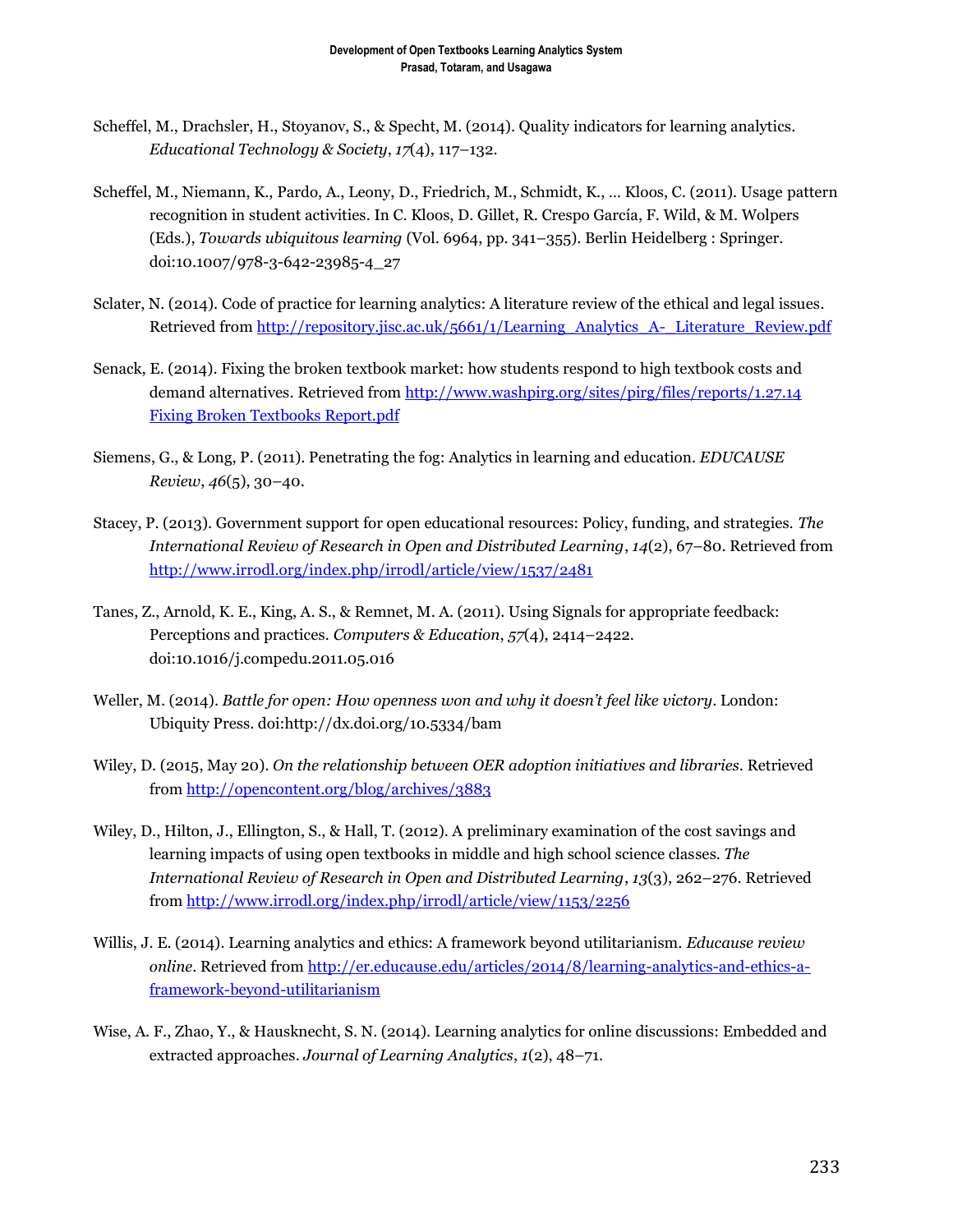Scheffel, M., Drachsler, H., Stoyanov, S., & Specht, M. (2014). Quality indicators for learning analytics. *Educational Technology & Society*, *17*(4), 117–132.

Scheffel, M., Niemann, K., Pardo, A., Leony, D., Friedrich, M., Schmidt, K., … Kloos, C. (2011). Usage pattern recognition in student activities. In C. Kloos, D. Gillet, R. Crespo García, F. Wild, & M. Wolpers (Eds.), *Towards ubiquitous learning* (Vol. 6964, pp. 341–355). Berlin Heidelberg : Springer. doi:10.1007/978-3-642-23985-4_27

Sclater, N. (2014). Code of practice for learning analytics: A literature review of the ethical and legal issues. Retrieved from http://repository.jisc.ac.uk/5661/1/Learning_Analytics_A-_Literature_Review.pdf

Senack, E. (2014). Fixing the broken textbook market: how students respond to high textbook costs and demand alternatives. Retrieved from http://www.washpirg.org/sites/pirg/files/reports/1.27.14 Fixing Broken Textbooks Report.pdf

Siemens, G., & Long, P. (2011). Penetrating the fog: Analytics in learning and education. *EDUCAUSE Review*, *46*(5), 30–40.

Stacey, P. (2013). Government support for open educational resources: Policy, funding, and strategies. *The International Review of Research in Open and Distributed Learning*, *14*(2), 67–80. Retrieved from http://www.irrodl.org/index.php/irrodl/article/view/1537/2481

Tanes, Z., Arnold, K. E., King, A. S., & Remnet, M. A. (2011). Using Signals for appropriate feedback: Perceptions and practices. *Computers & Education*, *57*(4), 2414–2422. doi:10.1016/j.compedu.2011.05.016

Weller, M. (2014). *Battle for open: How openness won and why it doesn't feel like victory*. London: Ubiquity Press. doi:http://dx.doi.org/10.5334/bam

Wiley, D. (2015, May 20). *On the relationship between OER adoption initiatives and libraries*. Retrieved from http://opencontent.org/blog/archives/3883

Wiley, D., Hilton, J., Ellington, S., & Hall, T. (2012). A preliminary examination of the cost savings and learning impacts of using open textbooks in middle and high school science classes. *The International Review of Research in Open and Distributed Learning*, *13*(3), 262–276. Retrieved from http://www.irrodl.org/index.php/irrodl/article/view/1153/2256

Willis, J. E. (2014). Learning analytics and ethics: A framework beyond utilitarianism. *Educause review online*. Retrieved from http://er.educause.edu/articles/2014/8/learning-analytics-and-ethics-a-framework-beyond-utilitarianism

Wise, A. F., Zhao, Y., & Hausknecht, S. N. (2014). Learning analytics for online discussions: Embedded and extracted approaches. *Journal of Learning Analytics*, *1*(2), 48–71.